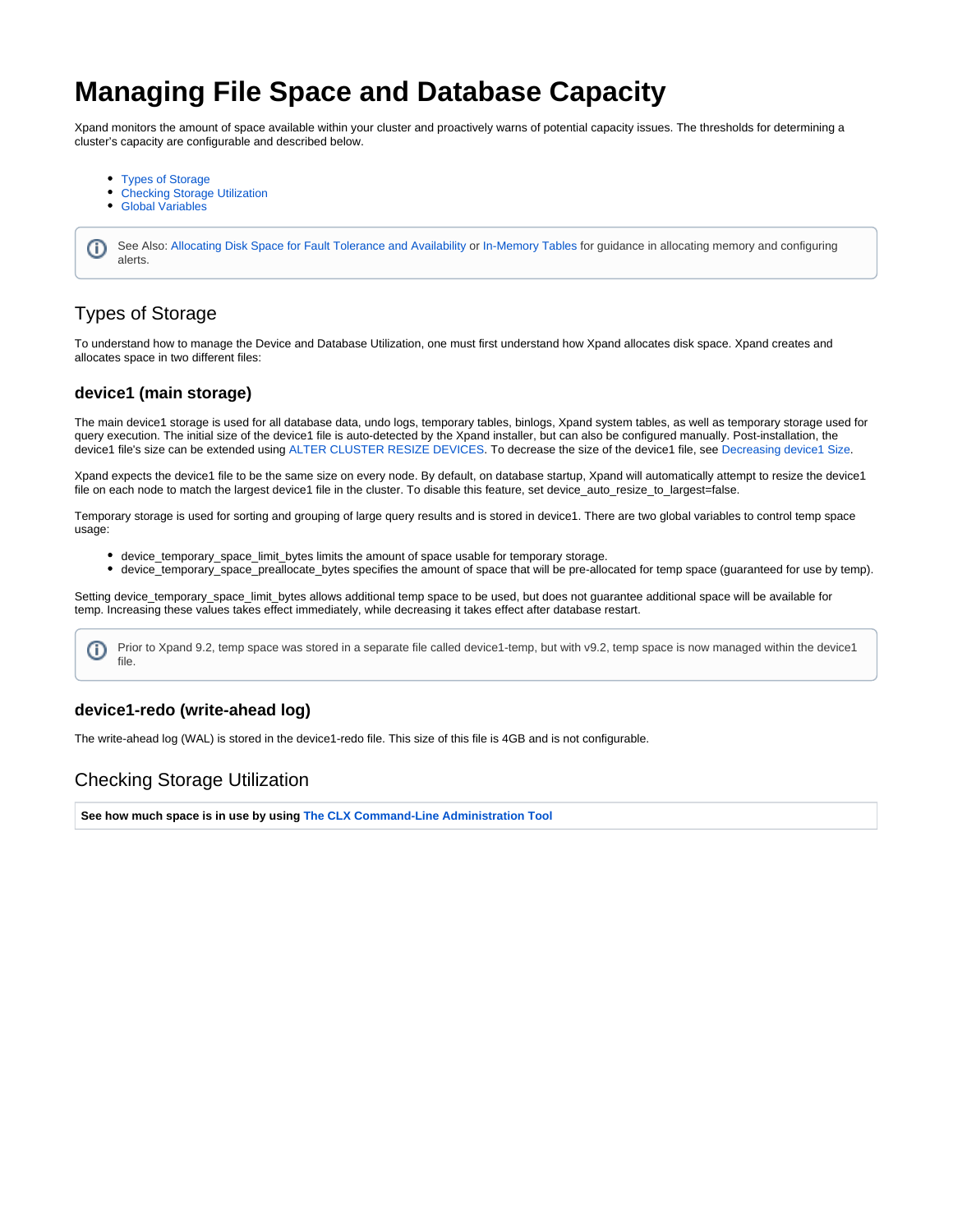# Managing File Space and Database Capacity

Xpand monitors the amount of space available within your cluster and proactively warns of potential capacity issues. The thresholds for determining a cluster's capacity are configurable and described below.

- Types of Storage
- Checking Storage Utilization
- Global Variables

> See Also: Allocating Disk Space for Fault Tolerance and Availability or In-Memory Tables for guidance in allocating memory and configuring alerts.

## Types of Storage

To understand how to manage the Device and Database Utilization, one must first understand how Xpand allocates disk space. Xpand creates and allocates space in two different files:

### device1 (main storage)

The main device1 storage is used for all database data, undo logs, temporary tables, binlogs, Xpand system tables, as well as temporary storage used for query execution. The initial size of the device1 file is auto-detected by the Xpand installer, but can also be configured manually. Post-installation, the device1 file's size can be extended using ALTER CLUSTER RESIZE DEVICES. To decrease the size of the device1 file, see Decreasing device1 Size.

Xpand expects the device1 file to be the same size on every node. By default, on database startup, Xpand will automatically attempt to resize the device1 file on each node to match the largest device1 file in the cluster. To disable this feature, set device_auto_resize_to_largest=false.

Temporary storage is used for sorting and grouping of large query results and is stored in device1. There are two global variables to control temp space usage:

- device_temporary_space_limit_bytes limits the amount of space usable for temporary storage.
- device_temporary_space_preallocate_bytes specifies the amount of space that will be pre-allocated for temp space (guaranteed for use by temp).

Setting device_temporary_space_limit_bytes allows additional temp space to be used, but does not guarantee additional space will be available for temp. Increasing these values takes effect immediately, while decreasing it takes effect after database restart.

> Prior to Xpand 9.2, temp space was stored in a separate file called device1-temp, but with v9.2, temp space is now managed within the device1 file.

### device1-redo (write-ahead log)

The write-ahead log (WAL) is stored in the device1-redo file. This size of this file is 4GB and is not configurable.

## Checking Storage Utilization

**See how much space is in use by using The CLX Command-Line Administration Tool**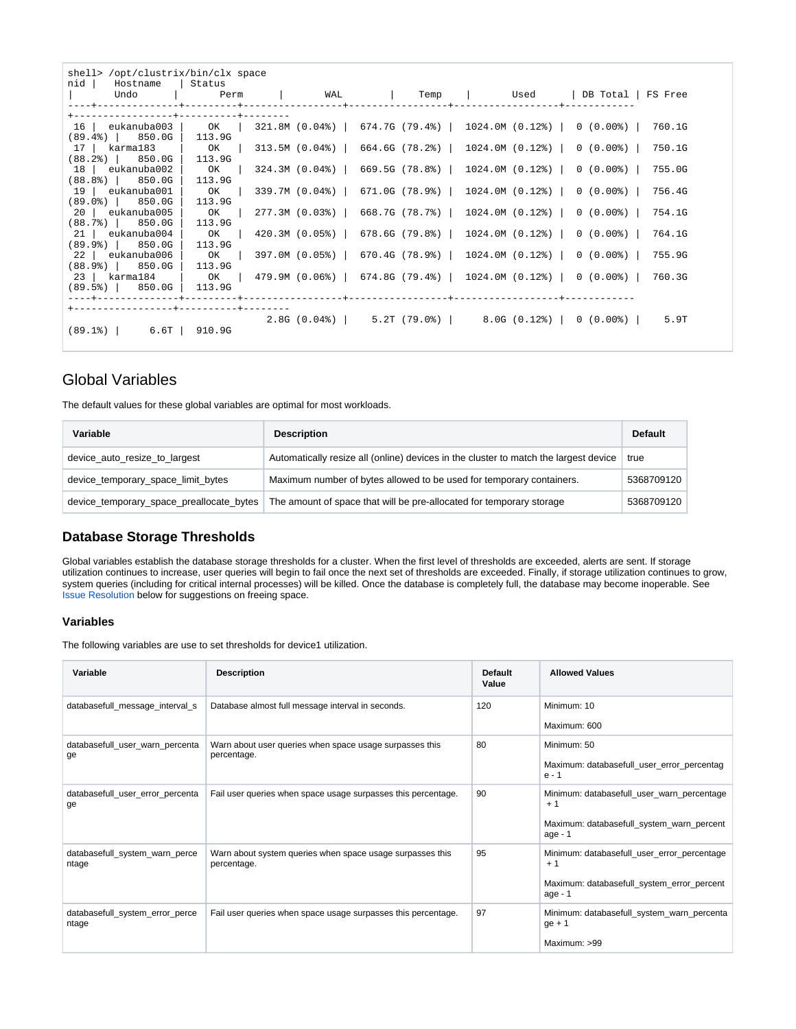```
shell> /opt/clustrix/bin/clx space
nid |    Hostname    | Status
|       Undo       |        Perm       |         WAL        |       Temp       |        Used        | DB Total | FS Free
----+--------------+---------+-----------------+----------------+------------------+-----------
+-----------------+----------+---------
 16 |  eukanuba003 |   OK    |  321.8M (0.04%) |  674.7G (79.4%) |  1024.0M (0.12%) |  0 (0.00%) |   760.1G
(89.4%) |   850.0G |  113.9G
 17 |  karma183    |   OK    |  313.5M (0.04%) |  664.6G (78.2%) |  1024.0M (0.12%) |  0 (0.00%) |   750.1G
(88.2%) |   850.0G |  113.9G
 18 |  eukanuba002 |   OK    |  324.3M (0.04%) |  669.5G (78.8%) |  1024.0M (0.12%) |  0 (0.00%) |   755.0G
(88.8%) |   850.0G |  113.9G
 19 |  eukanuba001 |   OK    |  339.7M (0.04%) |  671.0G (78.9%) |  1024.0M (0.12%) |  0 (0.00%) |   756.4G
(89.0%) |   850.0G |  113.9G
 20 |  eukanuba005 |   OK    |  277.3M (0.03%) |  668.7G (78.7%) |  1024.0M (0.12%) |  0 (0.00%) |   754.1G
(88.7%) |   850.0G |  113.9G
 21 |  eukanuba004 |   OK    |  420.3M (0.05%) |  678.6G (79.8%) |  1024.0M (0.12%) |  0 (0.00%) |   764.1G
(89.9%) |   850.0G |  113.9G
 22 |  eukanuba006 |   OK    |  397.0M (0.05%) |  670.4G (78.9%) |  1024.0M (0.12%) |  0 (0.00%) |   755.9G
(88.9%) |   850.0G |  113.9G
 23 |  karma184    |   OK    |  479.9M (0.06%) |  674.8G (79.4%) |  1024.0M (0.12%) |  0 (0.00%) |   760.3G
(89.5%) |   850.0G |  113.9G
----+--------------+---------+-----------------+----------------+------------------+-----------
+-----------------+----------+---------
                              2.8G (0.04%) |    5.2T (79.0%) |     8.0G (0.12%) |  0 (0.00%) |     5.9T
(89.1%) |     6.6T |  910.9G
```

## Global Variables

The default values for these global variables are optimal for most workloads.

| Variable | Description | Default |
| --- | --- | --- |
| device_auto_resize_to_largest | Automatically resize all (online) devices in the cluster to match the largest device | true |
| device_temporary_space_limit_bytes | Maximum number of bytes allowed to be used for temporary containers. | 5368709120 |
| device_temporary_space_preallocate_bytes | The amount of space that will be pre-allocated for temporary storage | 5368709120 |

## Database Storage Thresholds

Global variables establish the database storage thresholds for a cluster. When the first level of thresholds are exceeded, alerts are sent. If storage utilization continues to increase, user queries will begin to fail once the next set of thresholds are exceeded. Finally, if storage utilization continues to grow, system queries (including for critical internal processes) will be killed. Once the database is completely full, the database may become inoperable. See Issue Resolution below for suggestions on freeing space.

### Variables

The following variables are use to set thresholds for device1 utilization.

| Variable | Description | Default Value | Allowed Values |
| --- | --- | --- | --- |
| databasefull_message_interval_s | Database almost full message interval in seconds. | 120 | Minimum: 10<br>Maximum: 600 |
| databasefull_user_warn_percentage | Warn about user queries when space usage surpasses this percentage. | 80 | Minimum: 50<br>Maximum: databasefull_user_error_percentage - 1 |
| databasefull_user_error_percentage | Fail user queries when space usage surpasses this percentage. | 90 | Minimum: databasefull_user_warn_percentage + 1<br>Maximum: databasefull_system_warn_percentage - 1 |
| databasefull_system_warn_percentage | Warn about system queries when space usage surpasses this percentage. | 95 | Minimum: databasefull_user_error_percentage + 1<br>Maximum: databasefull_system_error_percentage - 1 |
| databasefull_system_error_percentage | Fail user queries when space usage surpasses this percentage. | 97 | Minimum: databasefull_system_warn_percentage + 1<br>Maximum: >99 |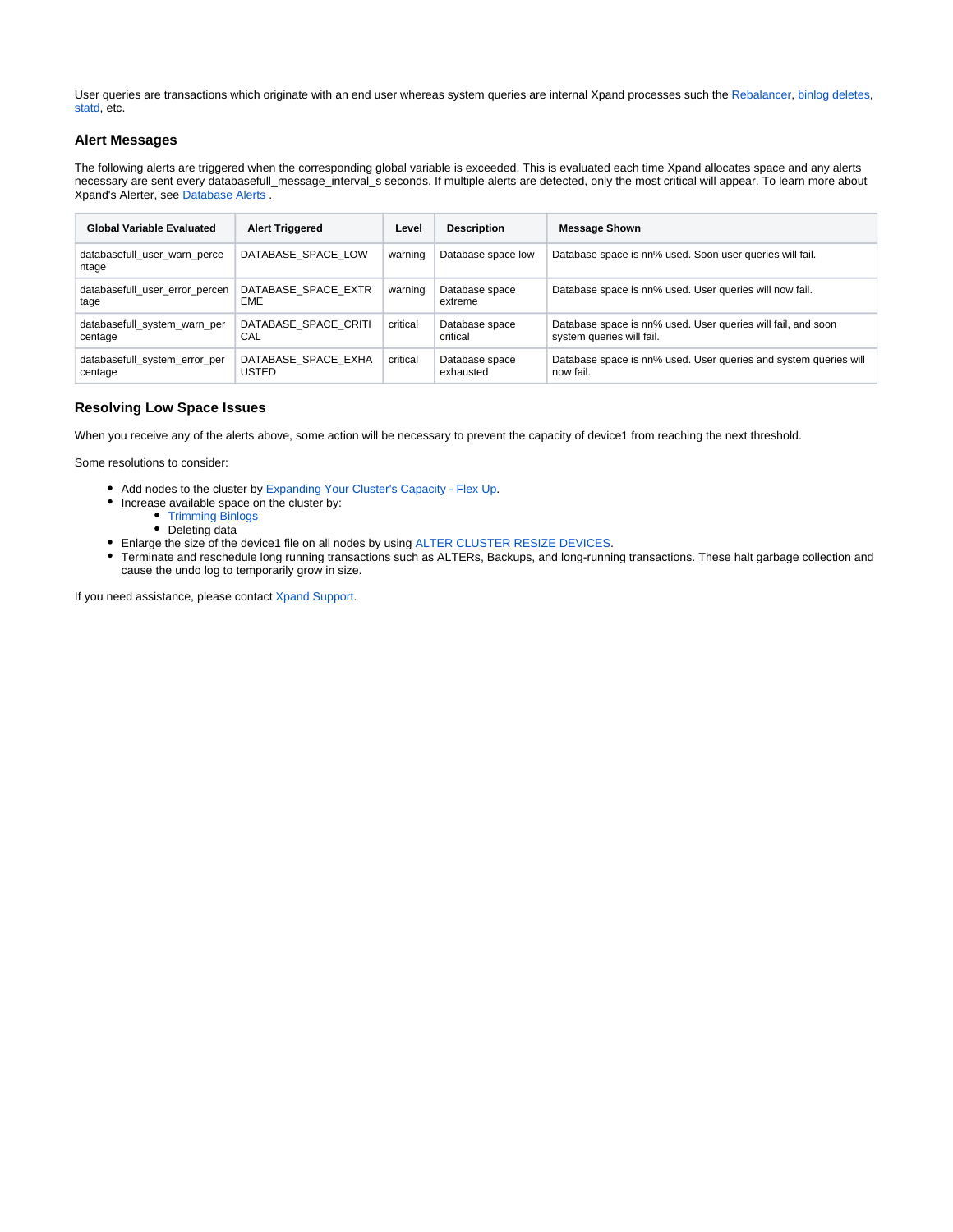User queries are transactions which originate with an end user whereas system queries are internal Xpand processes such the Rebalancer, binlog deletes, statd, etc.

### Alert Messages

The following alerts are triggered when the corresponding global variable is exceeded. This is evaluated each time Xpand allocates space and any alerts necessary are sent every databasefull_message_interval_s seconds. If multiple alerts are detected, only the most critical will appear. To learn more about Xpand's Alerter, see Database Alerts .

| Global Variable Evaluated | Alert Triggered | Level | Description | Message Shown |
|---|---|---|---|---|
| databasefull_user_warn_percentage | DATABASE_SPACE_LOW | warning | Database space low | Database space is nn% used. Soon user queries will fail. |
| databasefull_user_error_percentage | DATABASE_SPACE_EXTREME | warning | Database space extreme | Database space is nn% used. User queries will now fail. |
| databasefull_system_warn_percentage | DATABASE_SPACE_CRITICAL | critical | Database space critical | Database space is nn% used. User queries will fail, and soon system queries will fail. |
| databasefull_system_error_percentage | DATABASE_SPACE_EXHAUSTED | critical | Database space exhausted | Database space is nn% used. User queries and system queries will now fail. |

### Resolving Low Space Issues

When you receive any of the alerts above, some action will be necessary to prevent the capacity of device1 from reaching the next threshold.

Some resolutions to consider:

- Add nodes to the cluster by Expanding Your Cluster's Capacity - Flex Up.
- Increase available space on the cluster by:
  - Trimming Binlogs
  - Deleting data
- Enlarge the size of the device1 file on all nodes by using ALTER CLUSTER RESIZE DEVICES.
- Terminate and reschedule long running transactions such as ALTERs, Backups, and long-running transactions. These halt garbage collection and cause the undo log to temporarily grow in size.

If you need assistance, please contact Xpand Support.